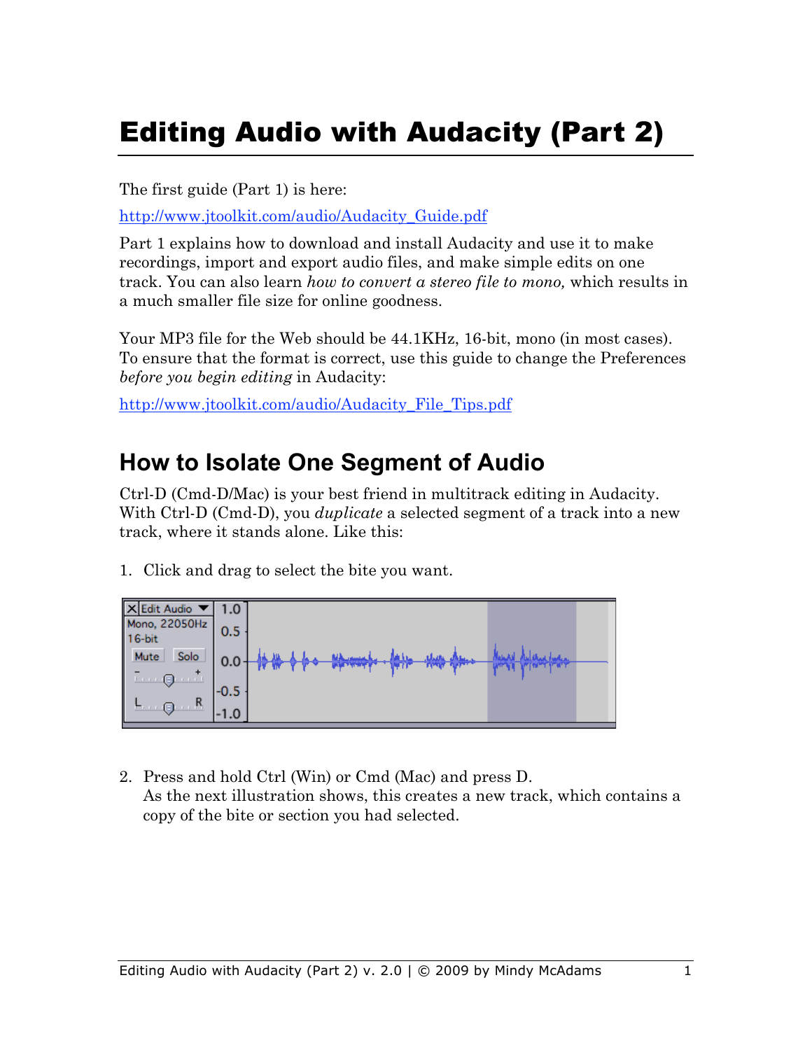# Editing Audio with Audacity (Part 2)

The first guide (Part 1) is here:

http://www.jtoolkit.com/audio/Audacity_Guide.pdf

Part 1 explains how to download and install Audacity and use it to make recordings, import and export audio files, and make simple edits on one track. You can also learn *how to convert a stereo file to mono,* which results in a much smaller file size for online goodness.

Your MP3 file for the Web should be 44.1KHz, 16-bit, mono (in most cases). To ensure that the format is correct, use this guide to change the Preferences *before you begin editing* in Audacity:

http://www.jtoolkit.com/audio/Audacity_File_Tips.pdf

## How to Isolate One Segment of Audio

Ctrl-D (Cmd-D/Mac) is your best friend in multitrack editing in Audacity. With Ctrl-D (Cmd-D), you *duplicate* a selected segment of a track into a new track, where it stands alone. Like this:

1. Click and drag to select the bite you want.

2. Press and hold Ctrl (Win) or Cmd (Mac) and press D.
   As the next illustration shows, this creates a new track, which contains a copy of the bite or section you had selected.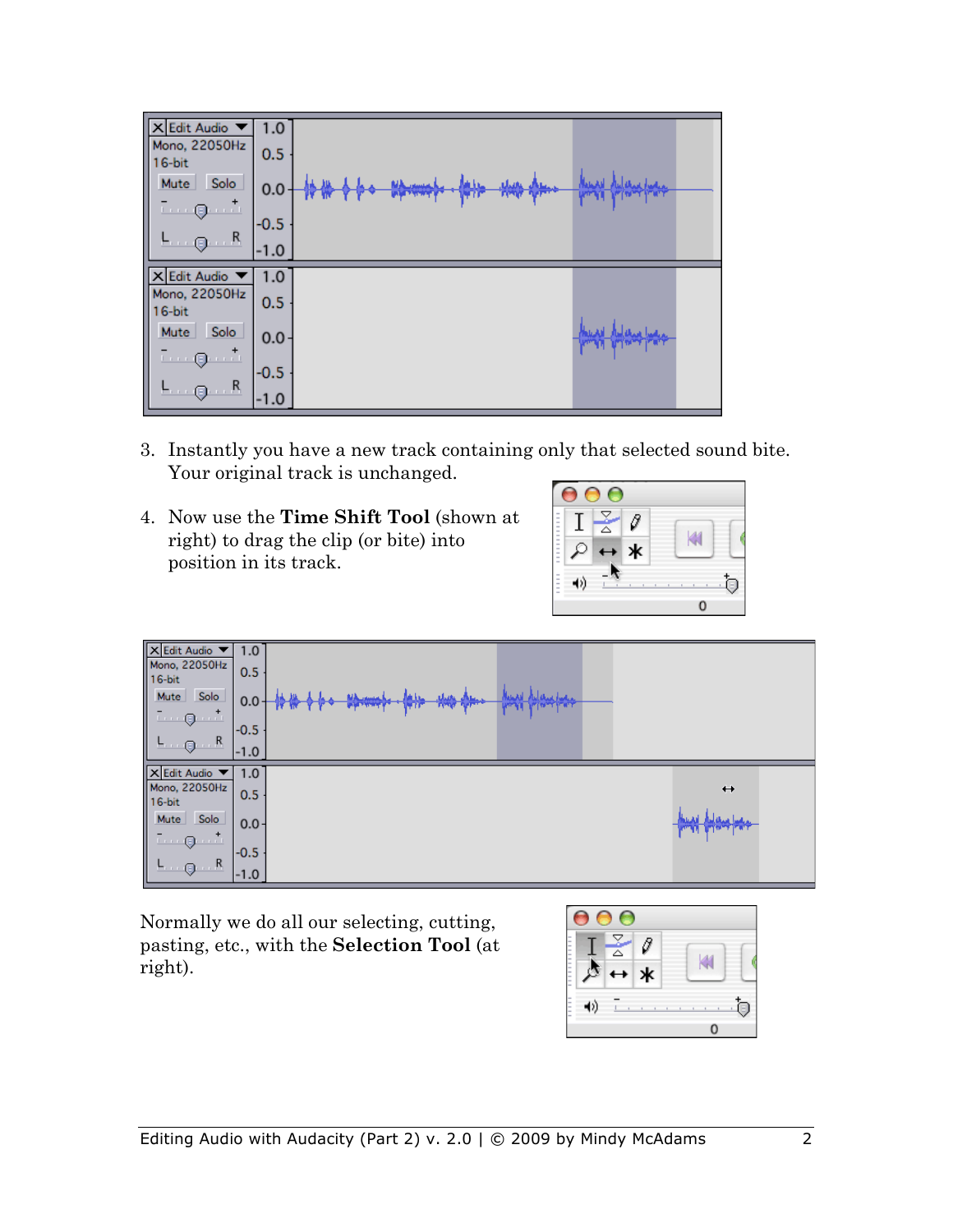3. Instantly you have a new track containing only that selected sound bite. Your original track is unchanged.

4. Now use the **Time Shift Tool** (shown at right) to drag the clip (or bite) into position in its track.

Normally we do all our selecting, cutting, pasting, etc., with the **Selection Tool** (at right).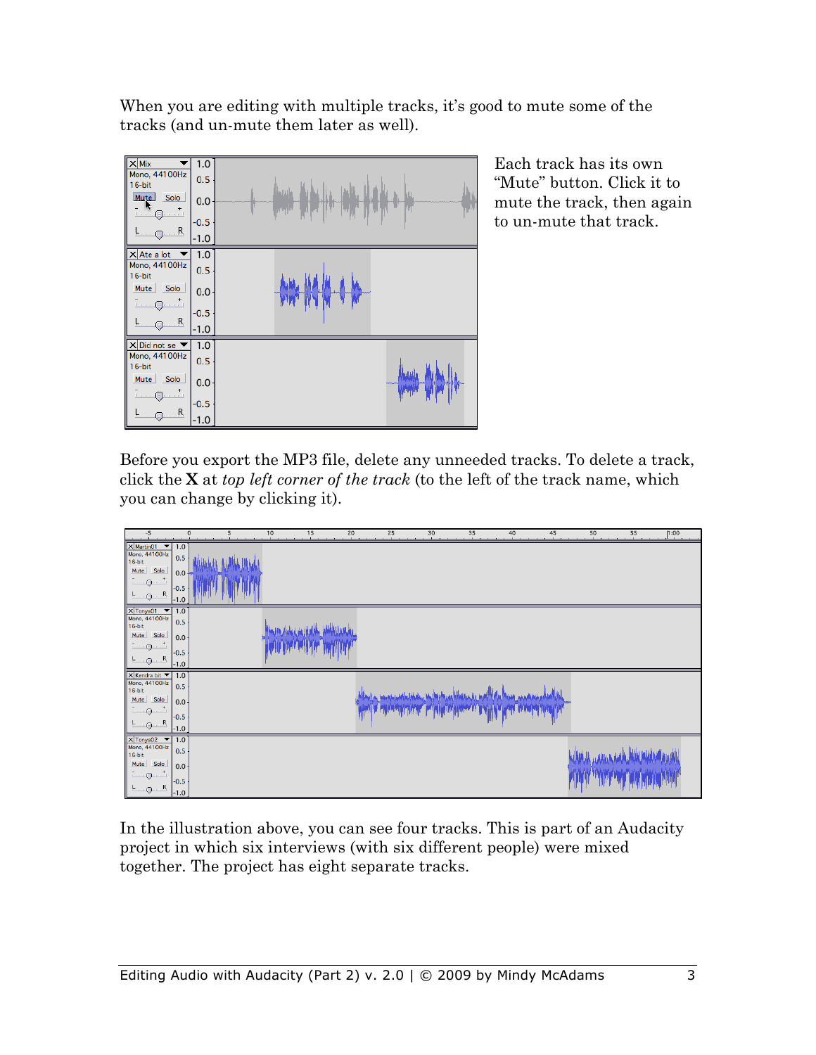When you are editing with multiple tracks, it's good to mute some of the tracks (and un-mute them later as well).

Each track has its own "Mute" button. Click it to mute the track, then again to un-mute that track.

Before you export the MP3 file, delete any unneeded tracks. To delete a track, click the **X** at *top left corner of the track* (to the left of the track name, which you can change by clicking it).

In the illustration above, you can see four tracks. This is part of an Audacity project in which six interviews (with six different people) were mixed together. The project has eight separate tracks.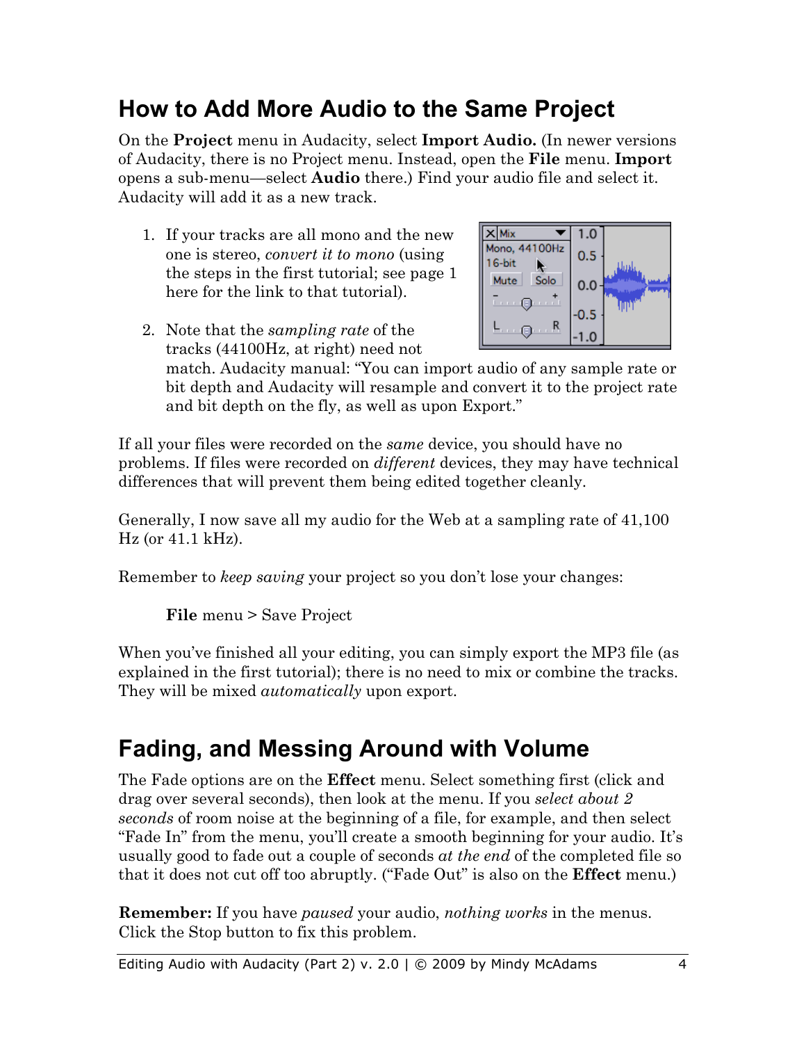## How to Add More Audio to the Same Project

On the **Project** menu in Audacity, select **Import Audio.** (In newer versions of Audacity, there is no Project menu. Instead, open the **File** menu. **Import** opens a sub-menu—select **Audio** there.) Find your audio file and select it. Audacity will add it as a new track.

1. If your tracks are all mono and the new one is stereo, *convert it to mono* (using the steps in the first tutorial; see page 1 here for the link to that tutorial).
2. Note that the *sampling rate* of the tracks (44100Hz, at right) need not match. Audacity manual: "You can import audio of any sample rate or bit depth and Audacity will resample and convert it to the project rate and bit depth on the fly, as well as upon Export."

If all your files were recorded on the *same* device, you should have no problems. If files were recorded on *different* devices, they may have technical differences that will prevent them being edited together cleanly.

Generally, I now save all my audio for the Web at a sampling rate of 41,100 Hz (or 41.1 kHz).

Remember to *keep saving* your project so you don't lose your changes:

> **File** menu > Save Project

When you've finished all your editing, you can simply export the MP3 file (as explained in the first tutorial); there is no need to mix or combine the tracks. They will be mixed *automatically* upon export.

## Fading, and Messing Around with Volume

The Fade options are on the **Effect** menu. Select something first (click and drag over several seconds), then look at the menu. If you *select about 2 seconds* of room noise at the beginning of a file, for example, and then select "Fade In" from the menu, you'll create a smooth beginning for your audio. It's usually good to fade out a couple of seconds *at the end* of the completed file so that it does not cut off too abruptly. ("Fade Out" is also on the **Effect** menu.)

**Remember:** If you have *paused* your audio, *nothing works* in the menus. Click the Stop button to fix this problem.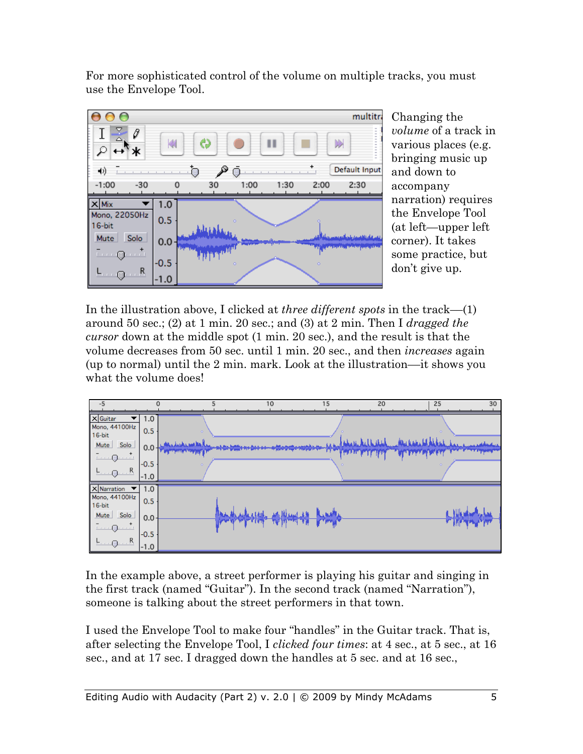For more sophisticated control of the volume on multiple tracks, you must use the Envelope Tool.

Changing the *volume* of a track in various places (e.g. bringing music up and down to accompany narration) requires the Envelope Tool (at left—upper left corner). It takes some practice, but don't give up.

In the illustration above, I clicked at *three different spots* in the track—(1) around 50 sec.; (2) at 1 min. 20 sec.; and (3) at 2 min. Then I *dragged the cursor* down at the middle spot (1 min. 20 sec.), and the result is that the volume decreases from 50 sec. until 1 min. 20 sec., and then *increases* again (up to normal) until the 2 min. mark. Look at the illustration—it shows you what the volume does!

In the example above, a street performer is playing his guitar and singing in the first track (named "Guitar"). In the second track (named "Narration"), someone is talking about the street performers in that town.

I used the Envelope Tool to make four "handles" in the Guitar track. That is, after selecting the Envelope Tool, I *clicked four times*: at 4 sec., at 5 sec., at 16 sec., and at 17 sec. I dragged down the handles at 5 sec. and at 16 sec.,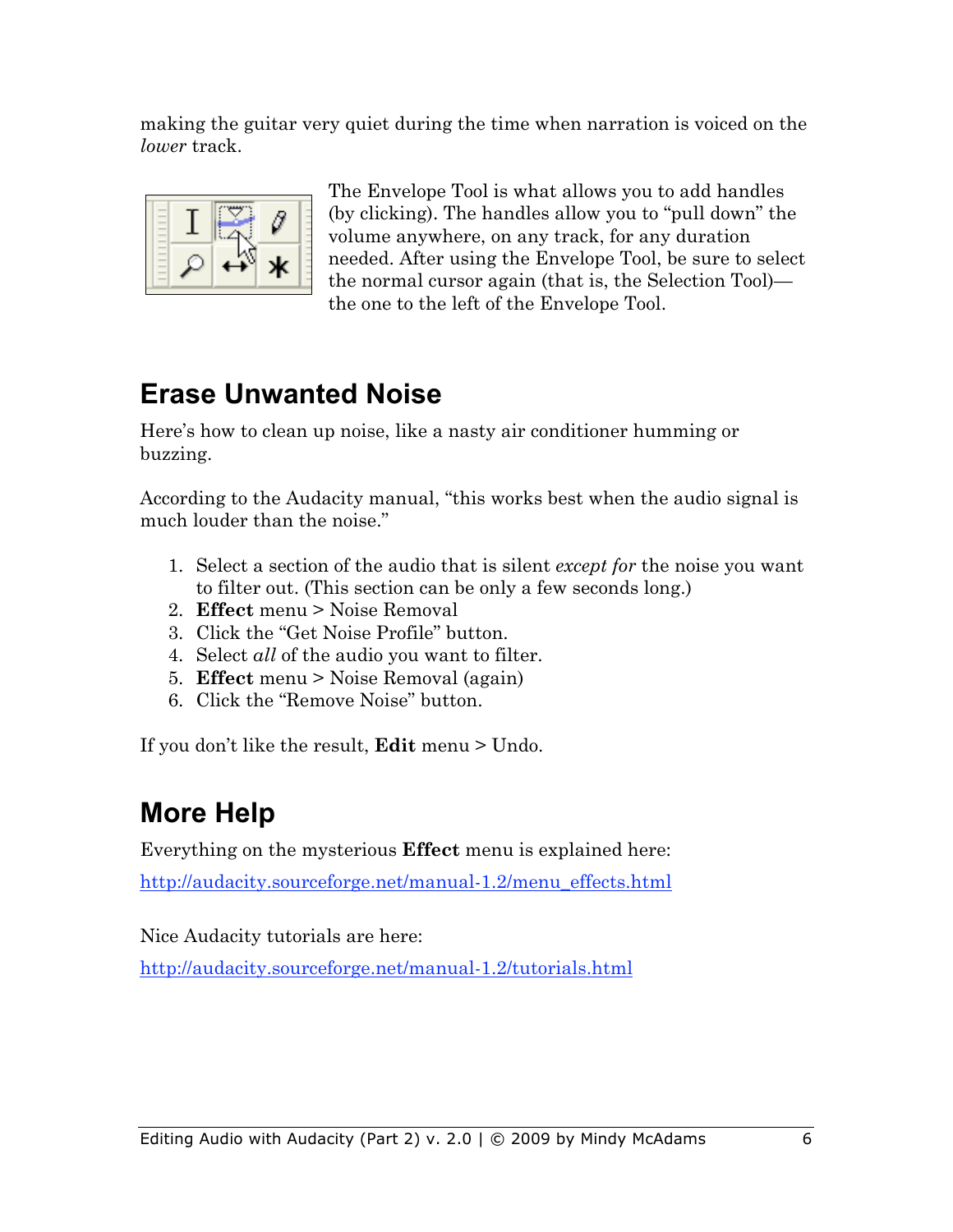making the guitar very quiet during the time when narration is voiced on the *lower* track.

The Envelope Tool is what allows you to add handles (by clicking). The handles allow you to "pull down" the volume anywhere, on any track, for any duration needed. After using the Envelope Tool, be sure to select the normal cursor again (that is, the Selection Tool)—the one to the left of the Envelope Tool.

## Erase Unwanted Noise

Here's how to clean up noise, like a nasty air conditioner humming or buzzing.

According to the Audacity manual, "this works best when the audio signal is much louder than the noise."

1. Select a section of the audio that is silent *except for* the noise you want to filter out. (This section can be only a few seconds long.)
2. **Effect** menu > Noise Removal
3. Click the "Get Noise Profile" button.
4. Select *all* of the audio you want to filter.
5. **Effect** menu > Noise Removal (again)
6. Click the "Remove Noise" button.

If you don't like the result, **Edit** menu > Undo.

## More Help

Everything on the mysterious **Effect** menu is explained here:

http://audacity.sourceforge.net/manual-1.2/menu_effects.html

Nice Audacity tutorials are here:

http://audacity.sourceforge.net/manual-1.2/tutorials.html